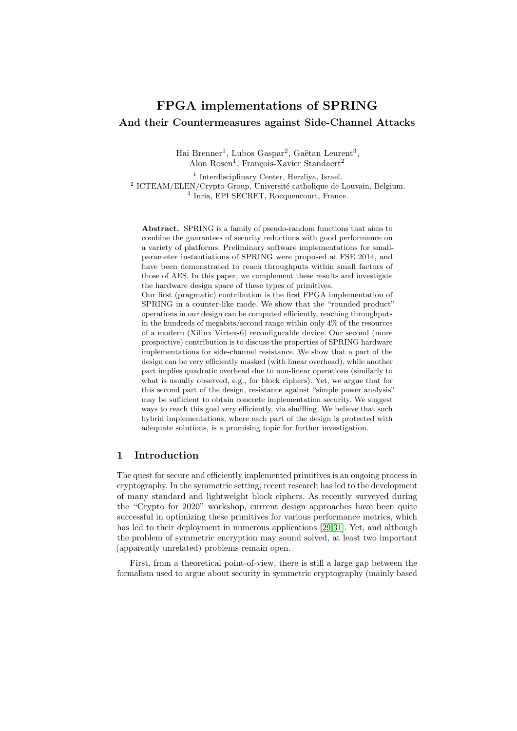# FPGA implementations of SPRING

## And their Countermeasures against Side-Channel Attacks

Hai Brenner[1], Lubos Gaspar[2], Gaëtan Leurent[3], Alon Rosen[1], François-Xavier Standaert[2]

[1] Interdisciplinary Center, Herzliya, Israel.
[2] ICTEAM/ELEN/Crypto Group, Université catholique de Louvain, Belgium.
[3] Inria, EPI SECRET, Rocquencourt, France.

**Abstract.** SPRING is a family of pseudo-random functions that aims to combine the guarantees of security reductions with good performance on a variety of platforms. Preliminary software implementations for small-parameter instantiations of SPRING were proposed at FSE 2014, and have been demonstrated to reach throughputs within small factors of those of AES. In this paper, we complement these results and investigate the hardware design space of these types of primitives.
Our first (pragmatic) contribution is the first FPGA implementation of SPRING in a counter-like mode. We show that the "rounded product" operations in our design can be computed efficiently, reaching throughputs in the hundreds of megabits/second range within only 4% of the resources of a modern (Xilinx Virtex-6) reconfigurable device. Our second (more prospective) contribution is to discuss the properties of SPRING hardware implementations for side-channel resistance. We show that a part of the design can be very efficiently masked (with linear overhead), while another part implies quadratic overhead due to non-linear operations (similarly to what is usually observed, e.g., for block ciphers). Yet, we argue that for this second part of the design, resistance against "simple power analysis" may be sufficient to obtain concrete implementation security. We suggest ways to reach this goal very efficiently, via shuffling. We believe that such hybrid implementations, where each part of the design is protected with adequate solutions, is a promising topic for further investigation.

## 1 Introduction

The quest for secure and efficiently implemented primitives is an ongoing process in cryptography. In the symmetric setting, recent research has led to the development of many standard and lightweight block ciphers. As recently surveyed during the "Crypto for 2020" workshop, current design approaches have been quite successful in optimizing these primitives for various performance metrics, which has led to their deployment in numerous applications [29,31]. Yet, and although the problem of symmetric encryption may sound solved, at least two important (apparently unrelated) problems remain open.

First, from a theoretical point-of-view, there is still a large gap between the formalism used to argue about security in symmetric cryptography (mainly based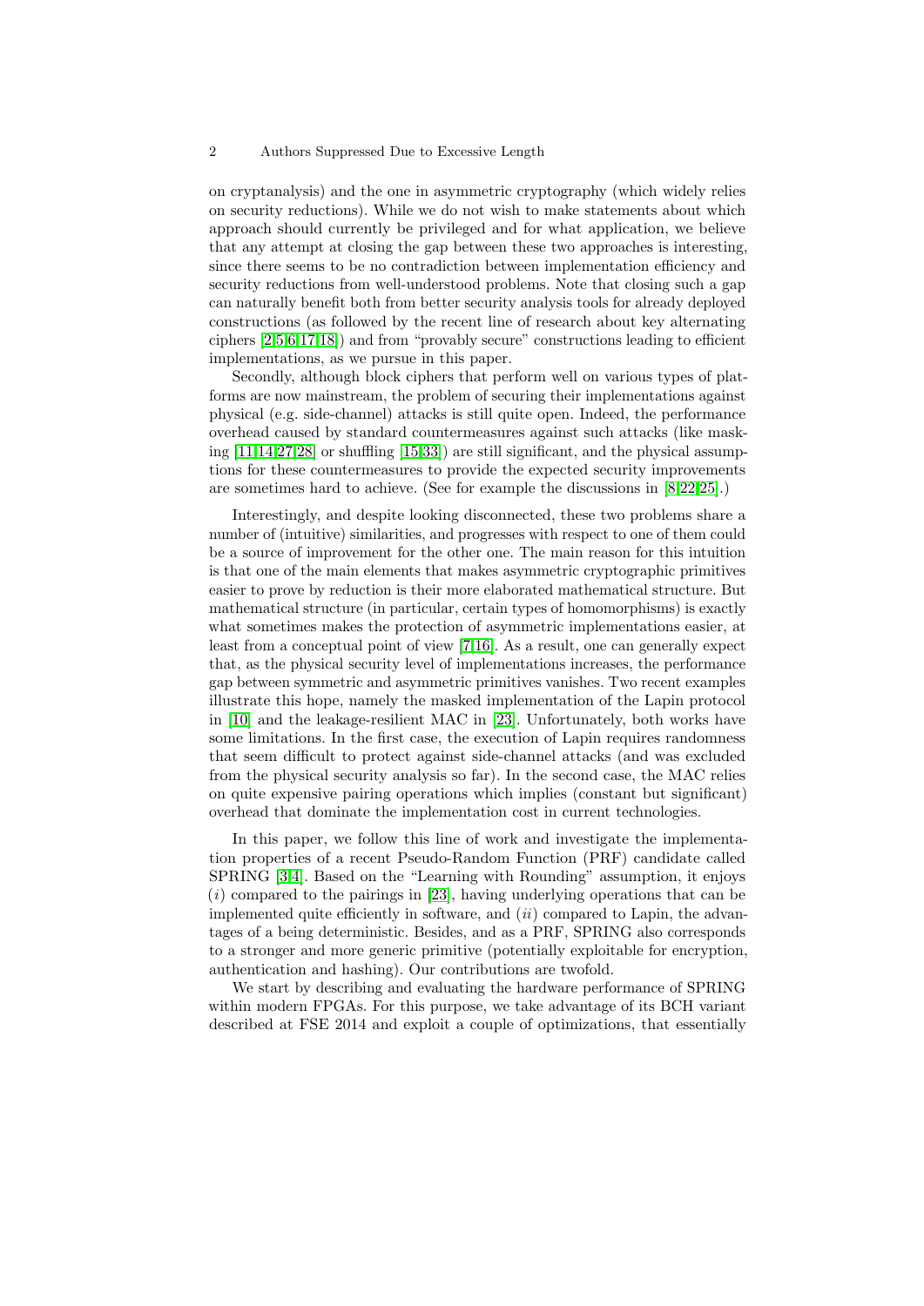on cryptanalysis) and the one in asymmetric cryptography (which widely relies on security reductions). While we do not wish to make statements about which approach should currently be privileged and for what application, we believe that any attempt at closing the gap between these two approaches is interesting, since there seems to be no contradiction between implementation efficiency and security reductions from well-understood problems. Note that closing such a gap can naturally benefit both from better security analysis tools for already deployed constructions (as followed by the recent line of research about key alternating ciphers [2,5,6,17,18]) and from "provably secure" constructions leading to efficient implementations, as we pursue in this paper.

Secondly, although block ciphers that perform well on various types of platforms are now mainstream, the problem of securing their implementations against physical (e.g. side-channel) attacks is still quite open. Indeed, the performance overhead caused by standard countermeasures against such attacks (like masking [11,14,27,28] or shuffling [15,33]) are still significant, and the physical assumptions for these countermeasures to provide the expected security improvements are sometimes hard to achieve. (See for example the discussions in [8,22,25].)

Interestingly, and despite looking disconnected, these two problems share a number of (intuitive) similarities, and progresses with respect to one of them could be a source of improvement for the other one. The main reason for this intuition is that one of the main elements that makes asymmetric cryptographic primitives easier to prove by reduction is their more elaborated mathematical structure. But mathematical structure (in particular, certain types of homomorphisms) is exactly what sometimes makes the protection of asymmetric implementations easier, at least from a conceptual point of view [7,16]. As a result, one can generally expect that, as the physical security level of implementations increases, the performance gap between symmetric and asymmetric primitives vanishes. Two recent examples illustrate this hope, namely the masked implementation of the Lapin protocol in [10] and the leakage-resilient MAC in [23]. Unfortunately, both works have some limitations. In the first case, the execution of Lapin requires randomness that seem difficult to protect against side-channel attacks (and was excluded from the physical security analysis so far). In the second case, the MAC relies on quite expensive pairing operations which implies (constant but significant) overhead that dominate the implementation cost in current technologies.

In this paper, we follow this line of work and investigate the implementation properties of a recent Pseudo-Random Function (PRF) candidate called SPRING [3,4]. Based on the "Learning with Rounding" assumption, it enjoys $(i)$ compared to the pairings in [23], having underlying operations that can be implemented quite efficiently in software, and $(ii)$ compared to Lapin, the advantages of a being deterministic. Besides, and as a PRF, SPRING also corresponds to a stronger and more generic primitive (potentially exploitable for encryption, authentication and hashing). Our contributions are twofold.

We start by describing and evaluating the hardware performance of SPRING within modern FPGAs. For this purpose, we take advantage of its BCH variant described at FSE 2014 and exploit a couple of optimizations, that essentially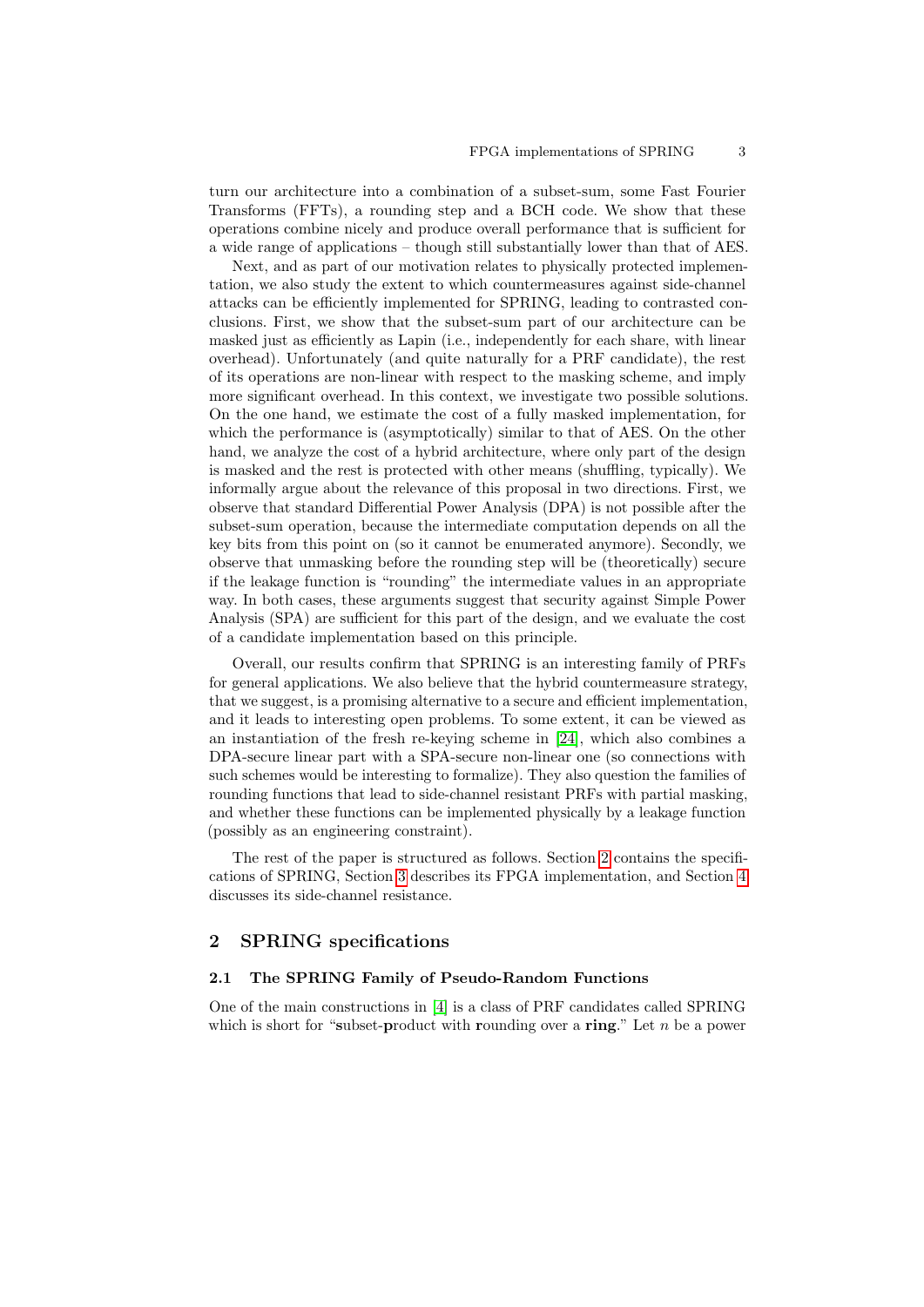turn our architecture into a combination of a subset-sum, some Fast Fourier Transforms (FFTs), a rounding step and a BCH code. We show that these operations combine nicely and produce overall performance that is sufficient for a wide range of applications – though still substantially lower than that of AES.

Next, and as part of our motivation relates to physically protected implementation, we also study the extent to which countermeasures against side-channel attacks can be efficiently implemented for SPRING, leading to contrasted conclusions. First, we show that the subset-sum part of our architecture can be masked just as efficiently as Lapin (i.e., independently for each share, with linear overhead). Unfortunately (and quite naturally for a PRF candidate), the rest of its operations are non-linear with respect to the masking scheme, and imply more significant overhead. In this context, we investigate two possible solutions. On the one hand, we estimate the cost of a fully masked implementation, for which the performance is (asymptotically) similar to that of AES. On the other hand, we analyze the cost of a hybrid architecture, where only part of the design is masked and the rest is protected with other means (shuffling, typically). We informally argue about the relevance of this proposal in two directions. First, we observe that standard Differential Power Analysis (DPA) is not possible after the subset-sum operation, because the intermediate computation depends on all the key bits from this point on (so it cannot be enumerated anymore). Secondly, we observe that unmasking before the rounding step will be (theoretically) secure if the leakage function is "rounding" the intermediate values in an appropriate way. In both cases, these arguments suggest that security against Simple Power Analysis (SPA) are sufficient for this part of the design, and we evaluate the cost of a candidate implementation based on this principle.

Overall, our results confirm that SPRING is an interesting family of PRFs for general applications. We also believe that the hybrid countermeasure strategy, that we suggest, is a promising alternative to a secure and efficient implementation, and it leads to interesting open problems. To some extent, it can be viewed as an instantiation of the fresh re-keying scheme in [24], which also combines a DPA-secure linear part with a SPA-secure non-linear one (so connections with such schemes would be interesting to formalize). They also question the families of rounding functions that lead to side-channel resistant PRFs with partial masking, and whether these functions can be implemented physically by a leakage function (possibly as an engineering constraint).

The rest of the paper is structured as follows. Section 2 contains the specifications of SPRING, Section 3 describes its FPGA implementation, and Section 4 discusses its side-channel resistance.

## 2 SPRING specifications

### 2.1 The SPRING Family of Pseudo-Random Functions

One of the main constructions in [4] is a class of PRF candidates called SPRING which is short for "**s**ubset-**p**roduct with **r**ounding over a **ring**." Let $n$ be a power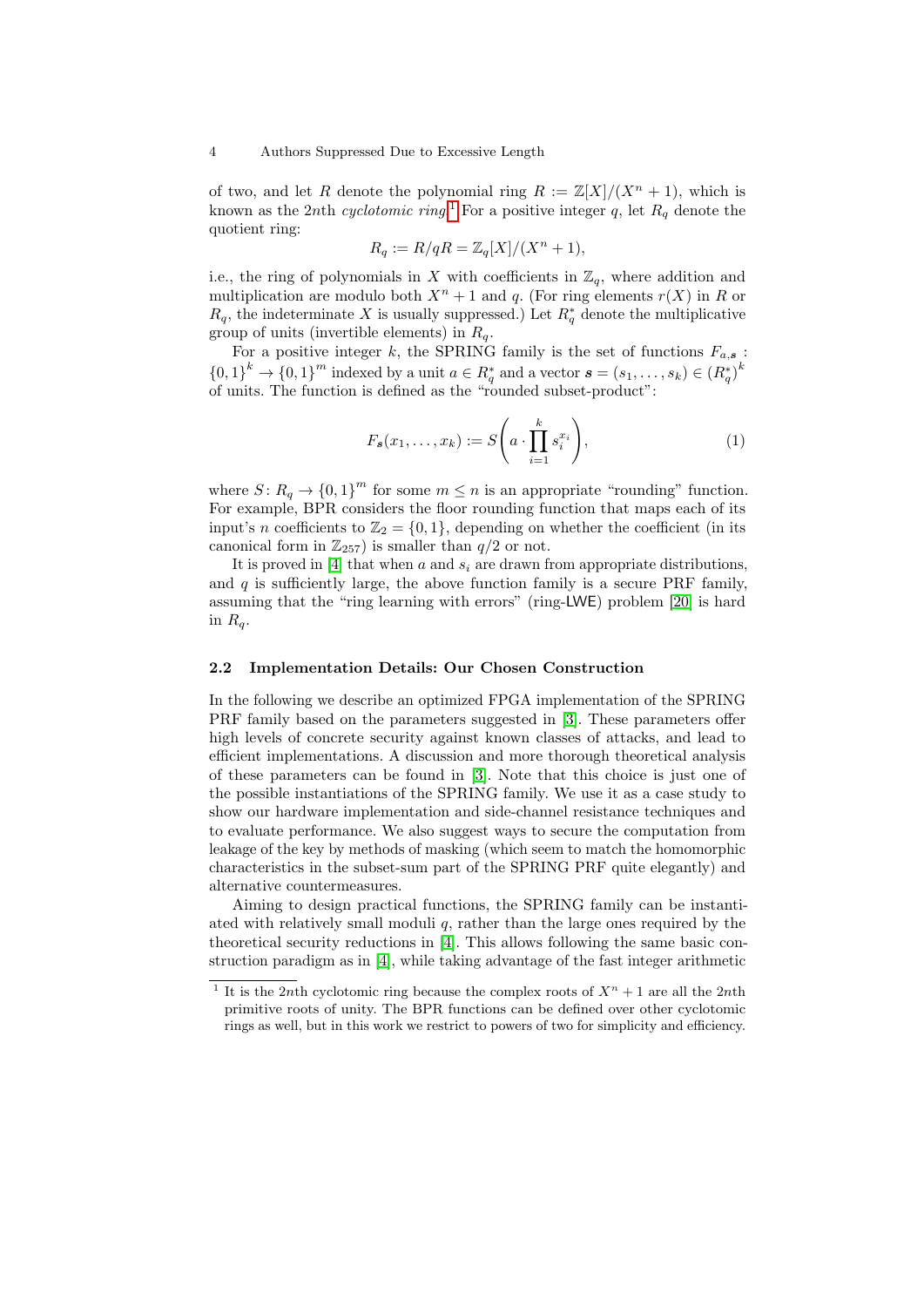of two, and let $R$ denote the polynomial ring $R := \mathbb{Z}[X]/(X^n + 1)$, which is known as the $2n$th *cyclotomic ring*.[1] For a positive integer $q$, let $R_q$ denote the quotient ring:

$$R_q := R/qR = \mathbb{Z}_q[X]/(X^n + 1),$$

i.e., the ring of polynomials in $X$ with coefficients in $\mathbb{Z}_q$, where addition and multiplication are modulo both $X^n + 1$ and $q$. (For ring elements $r(X)$ in $R$ or $R_q$, the indeterminate $X$ is usually suppressed.) Let $R_q^*$ denote the multiplicative group of units (invertible elements) in $R_q$.

For a positive integer $k$, the SPRING family is the set of functions $F_{a,\boldsymbol{s}} : \{0,1\}^k \to \{0,1\}^m$ indexed by a unit $a \in R_q^*$ and a vector $\boldsymbol{s} = (s_1, \ldots, s_k) \in (R_q^*)^k$ of units. The function is defined as the "rounded subset-product":

$$F_{\boldsymbol{s}}(x_1, \ldots, x_k) := S\left(a \cdot \prod_{i=1}^{k} s_i^{x_i}\right), \tag{1}$$

where $S \colon R_q \to \{0,1\}^m$ for some $m \leq n$ is an appropriate "rounding" function. For example, BPR considers the floor rounding function that maps each of its input's $n$ coefficients to $\mathbb{Z}_2 = \{0,1\}$, depending on whether the coefficient (in its canonical form in $\mathbb{Z}_{257}$) is smaller than $q/2$ or not.

It is proved in [4] that when $a$ and $s_i$ are drawn from appropriate distributions, and $q$ is sufficiently large, the above function family is a secure PRF family, assuming that the "ring learning with errors" (ring-LWE) problem [20] is hard in $R_q$.

### 2.2 Implementation Details: Our Chosen Construction

In the following we describe an optimized FPGA implementation of the SPRING PRF family based on the parameters suggested in [3]. These parameters offer high levels of concrete security against known classes of attacks, and lead to efficient implementations. A discussion and more thorough theoretical analysis of these parameters can be found in [3]. Note that this choice is just one of the possible instantiations of the SPRING family. We use it as a case study to show our hardware implementation and side-channel resistance techniques and to evaluate performance. We also suggest ways to secure the computation from leakage of the key by methods of masking (which seem to match the homomorphic characteristics in the subset-sum part of the SPRING PRF quite elegantly) and alternative countermeasures.

Aiming to design practical functions, the SPRING family can be instantiated with relatively small moduli $q$, rather than the large ones required by the theoretical security reductions in [4]. This allows following the same basic construction paradigm as in [4], while taking advantage of the fast integer arithmetic

[1] It is the $2n$th cyclotomic ring because the complex roots of $X^n + 1$ are all the $2n$th primitive roots of unity. The BPR functions can be defined over other cyclotomic rings as well, but in this work we restrict to powers of two for simplicity and efficiency.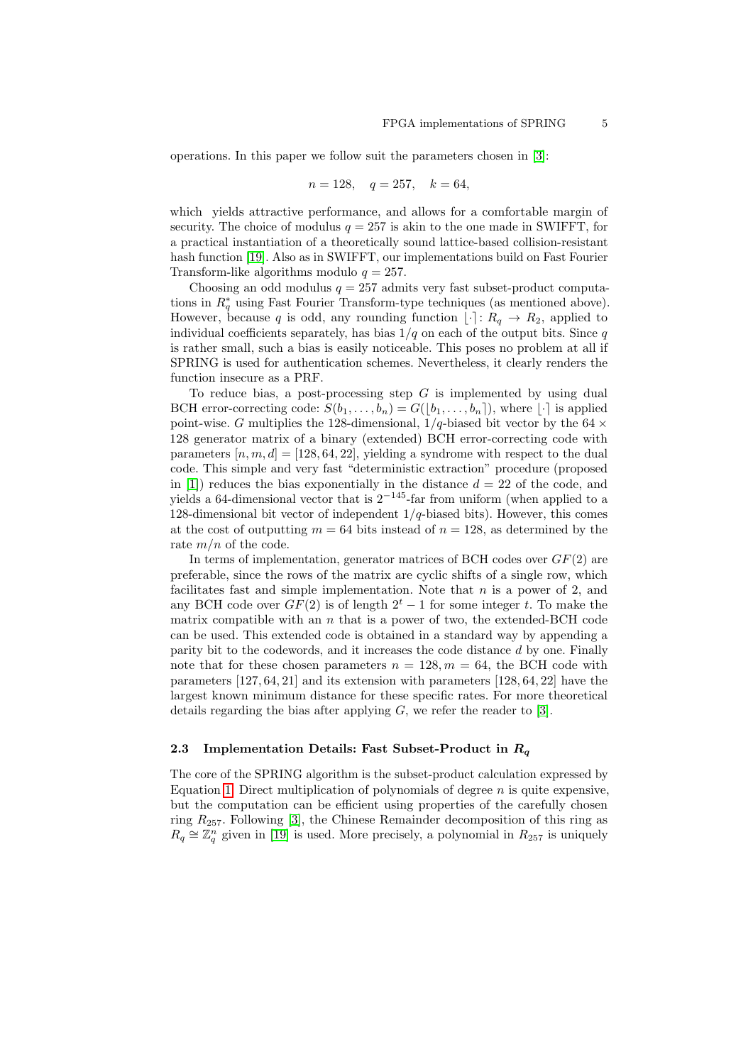operations. In this paper we follow suit the parameters chosen in [3]:

$$n = 128, \quad q = 257, \quad k = 64,$$

which yields attractive performance, and allows for a comfortable margin of security. The choice of modulus $q = 257$ is akin to the one made in SWIFFT, for a practical instantiation of a theoretically sound lattice-based collision-resistant hash function [19]. Also as in SWIFFT, our implementations build on Fast Fourier Transform-like algorithms modulo $q = 257$.

Choosing an odd modulus $q = 257$ admits very fast subset-product computations in $R_q^*$ using Fast Fourier Transform-type techniques (as mentioned above). However, because $q$ is odd, any rounding function $\lfloor\cdot\rceil : R_q \to R_2$, applied to individual coefficients separately, has bias $1/q$ on each of the output bits. Since $q$ is rather small, such a bias is easily noticeable. This poses no problem at all if SPRING is used for authentication schemes. Nevertheless, it clearly renders the function insecure as a PRF.

To reduce bias, a post-processing step $G$ is implemented by using dual BCH error-correcting code: $S(b_1, \ldots, b_n) = G(\lfloor b_1, \ldots, b_n\rceil)$, where $\lfloor\cdot\rceil$ is applied point-wise. $G$ multiplies the 128-dimensional, $1/q$-biased bit vector by the $64 \times 128$ generator matrix of a binary (extended) BCH error-correcting code with parameters $[n, m, d] = [128, 64, 22]$, yielding a syndrome with respect to the dual code. This simple and very fast "deterministic extraction" procedure (proposed in [1]) reduces the bias exponentially in the distance $d = 22$ of the code, and yields a 64-dimensional vector that is $2^{-145}$-far from uniform (when applied to a 128-dimensional bit vector of independent $1/q$-biased bits). However, this comes at the cost of outputting $m = 64$ bits instead of $n = 128$, as determined by the rate $m/n$ of the code.

In terms of implementation, generator matrices of BCH codes over $GF(2)$ are preferable, since the rows of the matrix are cyclic shifts of a single row, which facilitates fast and simple implementation. Note that $n$ is a power of 2, and any BCH code over $GF(2)$ is of length $2^t - 1$ for some integer $t$. To make the matrix compatible with an $n$ that is a power of two, the extended-BCH code can be used. This extended code is obtained in a standard way by appending a parity bit to the codewords, and it increases the code distance $d$ by one. Finally note that for these chosen parameters $n = 128, m = 64$, the BCH code with parameters $[127, 64, 21]$ and its extension with parameters $[128, 64, 22]$ have the largest known minimum distance for these specific rates. For more theoretical details regarding the bias after applying $G$, we refer the reader to [3].

### 2.3 Implementation Details: Fast Subset-Product in $R_q$

The core of the SPRING algorithm is the subset-product calculation expressed by Equation 1. Direct multiplication of polynomials of degree $n$ is quite expensive, but the computation can be efficient using properties of the carefully chosen ring $R_{257}$. Following [3], the Chinese Remainder decomposition of this ring as $R_q \cong \mathbb{Z}_q^n$ given in [19] is used. More precisely, a polynomial in $R_{257}$ is uniquely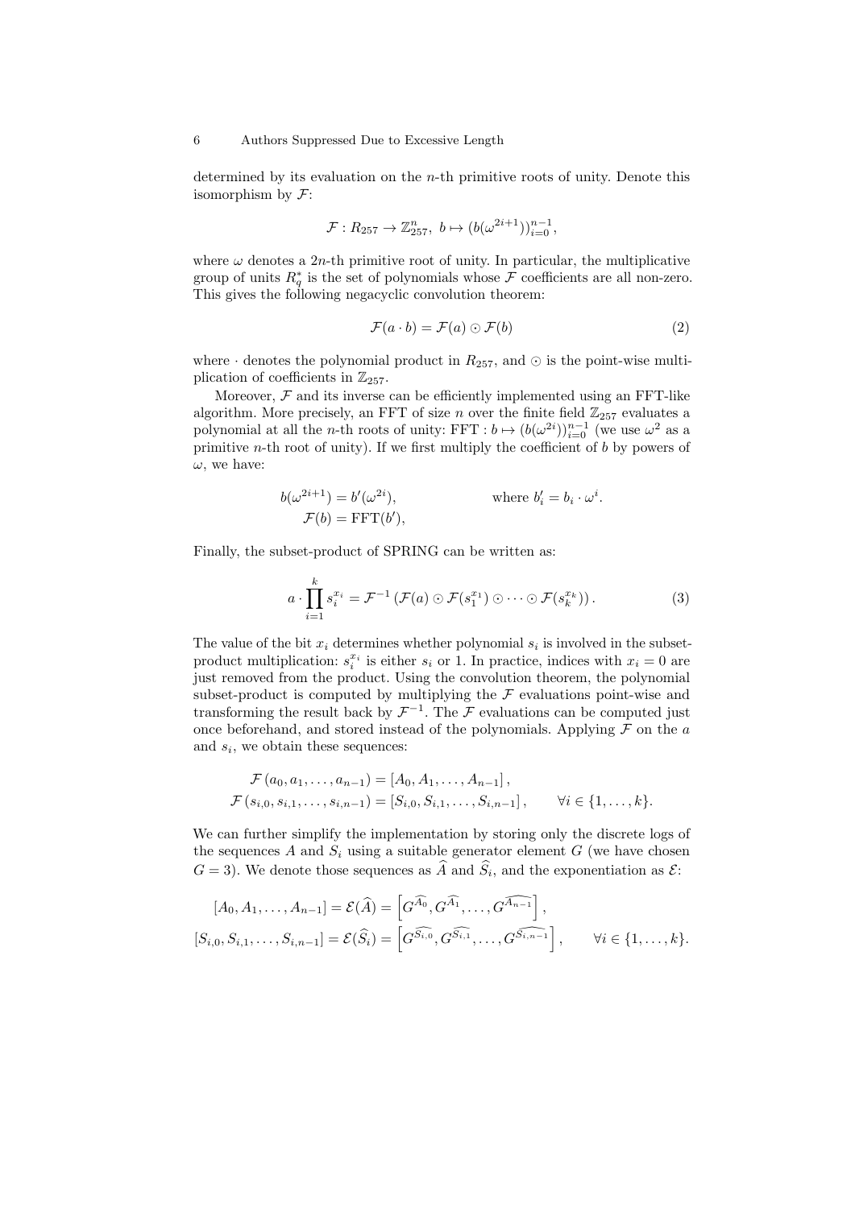determined by its evaluation on the $n$-th primitive roots of unity. Denote this isomorphism by $\mathcal{F}$:

$$\mathcal{F} : R_{257} \to \mathbb{Z}_{257}^n,\ b \mapsto (b(\omega^{2i+1}))_{i=0}^{n-1},$$

where $\omega$ denotes a $2n$-th primitive root of unity. In particular, the multiplicative group of units $R_q^*$ is the set of polynomials whose $\mathcal{F}$ coefficients are all non-zero. This gives the following negacyclic convolution theorem:

$$\mathcal{F}(a \cdot b) = \mathcal{F}(a) \odot \mathcal{F}(b) \tag{2}$$

where $\cdot$ denotes the polynomial product in $R_{257}$, and $\odot$ is the point-wise multiplication of coefficients in $\mathbb{Z}_{257}$.

Moreover, $\mathcal{F}$ and its inverse can be efficiently implemented using an FFT-like algorithm. More precisely, an FFT of size $n$ over the finite field $\mathbb{Z}_{257}$ evaluates a polynomial at all the $n$-th roots of unity: $\mathrm{FFT} : b \mapsto (b(\omega^{2i}))_{i=0}^{n-1}$ (we use $\omega^2$ as a primitive $n$-th root of unity). If we first multiply the coefficient of $b$ by powers of $\omega$, we have:

$$b(\omega^{2i+1}) = b'(\omega^{2i}), \qquad \text{where } b'_i = b_i \cdot \omega^i.$$
$$\mathcal{F}(b) = \mathrm{FFT}(b'),$$

Finally, the subset-product of SPRING can be written as:

$$a \cdot \prod_{i=1}^{k} s_i^{x_i} = \mathcal{F}^{-1}\left(\mathcal{F}(a) \odot \mathcal{F}(s_1^{x_1}) \odot \cdots \odot \mathcal{F}(s_k^{x_k})\right). \tag{3}$$

The value of the bit $x_i$ determines whether polynomial $s_i$ is involved in the subset-product multiplication: $s_i^{x_i}$ is either $s_i$ or 1. In practice, indices with $x_i = 0$ are just removed from the product. Using the convolution theorem, the polynomial subset-product is computed by multiplying the $\mathcal{F}$ evaluations point-wise and transforming the result back by $\mathcal{F}^{-1}$. The $\mathcal{F}$ evaluations can be computed just once beforehand, and stored instead of the polynomials. Applying $\mathcal{F}$ on the $a$ and $s_i$, we obtain these sequences:

$$\mathcal{F}(a_0, a_1, \ldots, a_{n-1}) = [A_0, A_1, \ldots, A_{n-1}],$$
$$\mathcal{F}(s_{i,0}, s_{i,1}, \ldots, s_{i,n-1}) = [S_{i,0}, S_{i,1}, \ldots, S_{i,n-1}], \qquad \forall i \in \{1, \ldots, k\}.$$

We can further simplify the implementation by storing only the discrete logs of the sequences $A$ and $S_i$ using a suitable generator element $G$ (we have chosen $G = 3$). We denote those sequences as $\widehat{A}$ and $\widehat{S}_i$, and the exponentiation as $\mathcal{E}$:

$$[A_0, A_1, \ldots, A_{n-1}] = \mathcal{E}(\widehat{A}) = \left[G^{\widehat{A_0}}, G^{\widehat{A_1}}, \ldots, G^{\widehat{A_{n-1}}}\right],$$
$$[S_{i,0}, S_{i,1}, \ldots, S_{i,n-1}] = \mathcal{E}(\widehat{S}_i) = \left[G^{\widehat{S_{i,0}}}, G^{\widehat{S_{i,1}}}, \ldots, G^{\widehat{S_{i,n-1}}}\right], \qquad \forall i \in \{1, \ldots, k\}.$$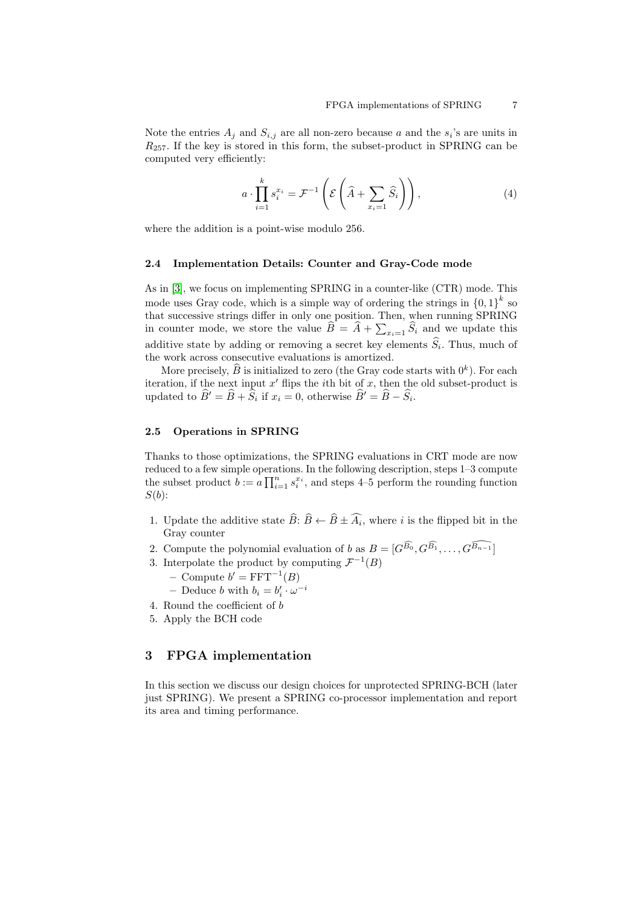Note the entries $A_j$ and $S_{i,j}$ are all non-zero because $a$ and the $s_i$'s are units in $R_{257}$. If the key is stored in this form, the subset-product in SPRING can be computed very efficiently:

$$a \cdot \prod_{i=1}^{k} s_i^{x_i} = \mathcal{F}^{-1}\left(\mathcal{E}\left(\widehat{A} + \sum_{x_i=1} \widehat{S}_i\right)\right), \tag{4}$$

where the addition is a point-wise modulo 256.

### 2.4 Implementation Details: Counter and Gray-Code mode

As in [3], we focus on implementing SPRING in a counter-like (CTR) mode. This mode uses Gray code, which is a simple way of ordering the strings in $\{0,1\}^k$ so that successive strings differ in only one position. Then, when running SPRING in counter mode, we store the value $\widehat{B} = \widehat{A} + \sum_{x_i=1} \widehat{S}_i$ and we update this additive state by adding or removing a secret key elements $\widehat{S}_i$. Thus, much of the work across consecutive evaluations is amortized.

More precisely, $\widehat{B}$ is initialized to zero (the Gray code starts with $0^k$). For each iteration, if the next input $x'$ flips the $i$th bit of $x$, then the old subset-product is updated to $\widehat{B}' = \widehat{B} + \widehat{S}_i$ if $x_i = 0$, otherwise $\widehat{B}' = \widehat{B} - \widehat{S}_i$.

### 2.5 Operations in SPRING

Thanks to those optimizations, the SPRING evaluations in CRT mode are now reduced to a few simple operations. In the following description, steps 1–3 compute the subset product $b := a \prod_{i=1}^{n} s_i^{x_i}$, and steps 4–5 perform the rounding function $S(b)$:

1. Update the additive state $\widehat{B}$: $\widehat{B} \leftarrow \widehat{B} \pm \widehat{A_i}$, where $i$ is the flipped bit in the Gray counter
2. Compute the polynomial evaluation of $b$ as $B = [G^{\widehat{B_0}}, G^{\widehat{B_1}}, \ldots, G^{\widehat{B_{n-1}}}]$
3. Interpolate the product by computing $\mathcal{F}^{-1}(B)$
   - Compute $b' = \mathrm{FFT}^{-1}(B)$
   - Deduce $b$ with $b_i = b'_i \cdot \omega^{-i}$
4. Round the coefficient of $b$
5. Apply the BCH code

## 3 FPGA implementation

In this section we discuss our design choices for unprotected SPRING-BCH (later just SPRING). We present a SPRING co-processor implementation and report its area and timing performance.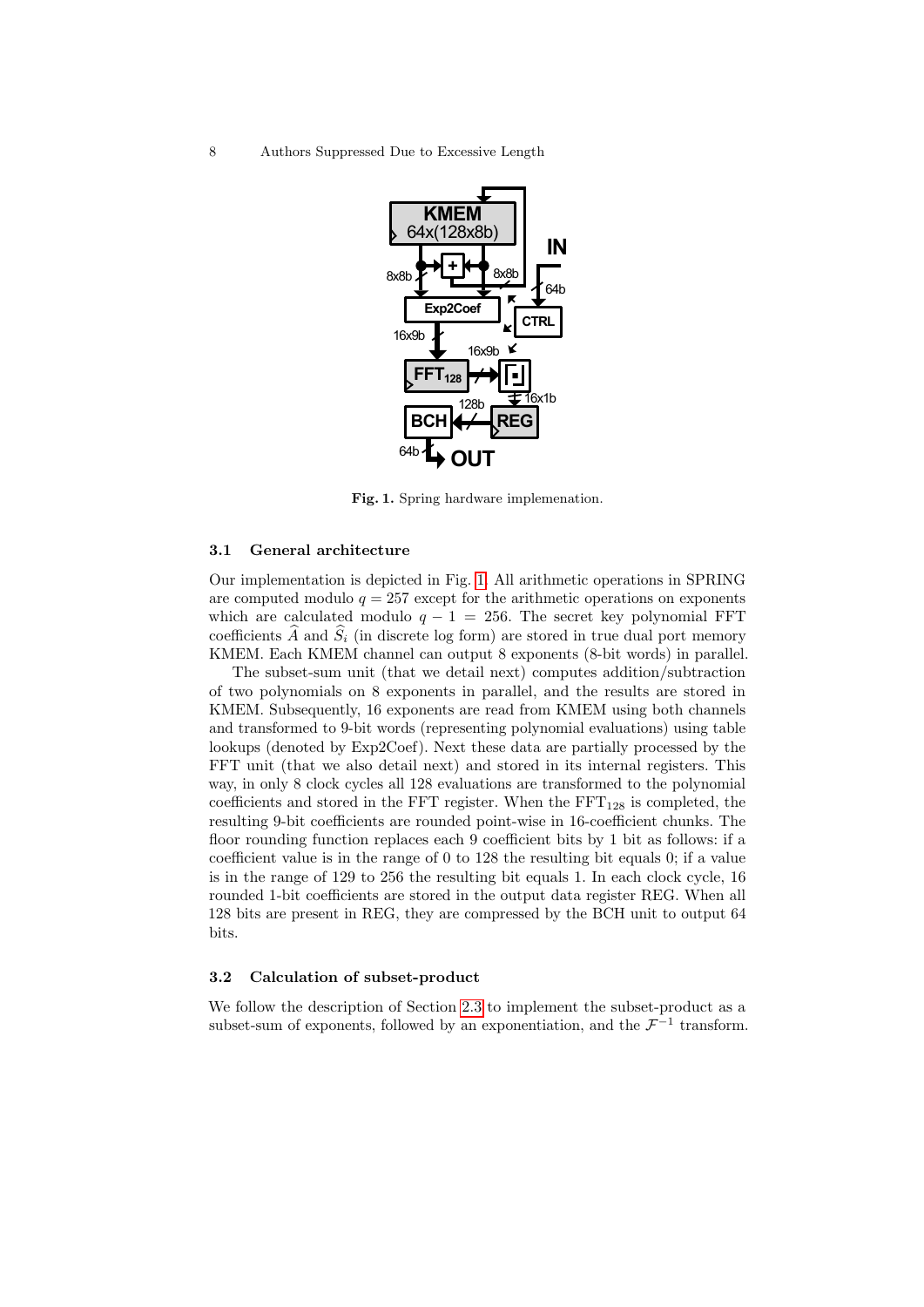KMEM
64x(128x8b)
8x8b
8x8b
+
IN
64b
Exp2Coef
CTRL
16x9b
16x9b
$FFT_{128}$
16x1b
128b
BCH
REG
64b
OUT

**Fig. 1.** Spring hardware implemenation.

### 3.1 General architecture

Our implementation is depicted in Fig. 1. All arithmetic operations in SPRING are computed modulo $q = 257$ except for the arithmetic operations on exponents which are calculated modulo $q - 1 = 256$. The secret key polynomial FFT coefficients $\widehat{A}$ and $\widehat{S}_i$ (in discrete log form) are stored in true dual port memory KMEM. Each KMEM channel can output 8 exponents (8-bit words) in parallel.

The subset-sum unit (that we detail next) computes addition/subtraction of two polynomials on 8 exponents in parallel, and the results are stored in KMEM. Subsequently, 16 exponents are read from KMEM using both channels and transformed to 9-bit words (representing polynomial evaluations) using table lookups (denoted by Exp2Coef). Next these data are partially processed by the FFT unit (that we also detail next) and stored in its internal registers. This way, in only 8 clock cycles all 128 evaluations are transformed to the polynomial coefficients and stored in the FFT register. When the $\text{FFT}_{128}$ is completed, the resulting 9-bit coefficients are rounded point-wise in 16-coefficient chunks. The floor rounding function replaces each 9 coefficient bits by 1 bit as follows: if a coefficient value is in the range of 0 to 128 the resulting bit equals 0; if a value is in the range of 129 to 256 the resulting bit equals 1. In each clock cycle, 16 rounded 1-bit coefficients are stored in the output data register REG. When all 128 bits are present in REG, they are compressed by the BCH unit to output 64 bits.

### 3.2 Calculation of subset-product

We follow the description of Section 2.3 to implement the subset-product as a subset-sum of exponents, followed by an exponentiation, and the $\mathcal{F}^{-1}$ transform.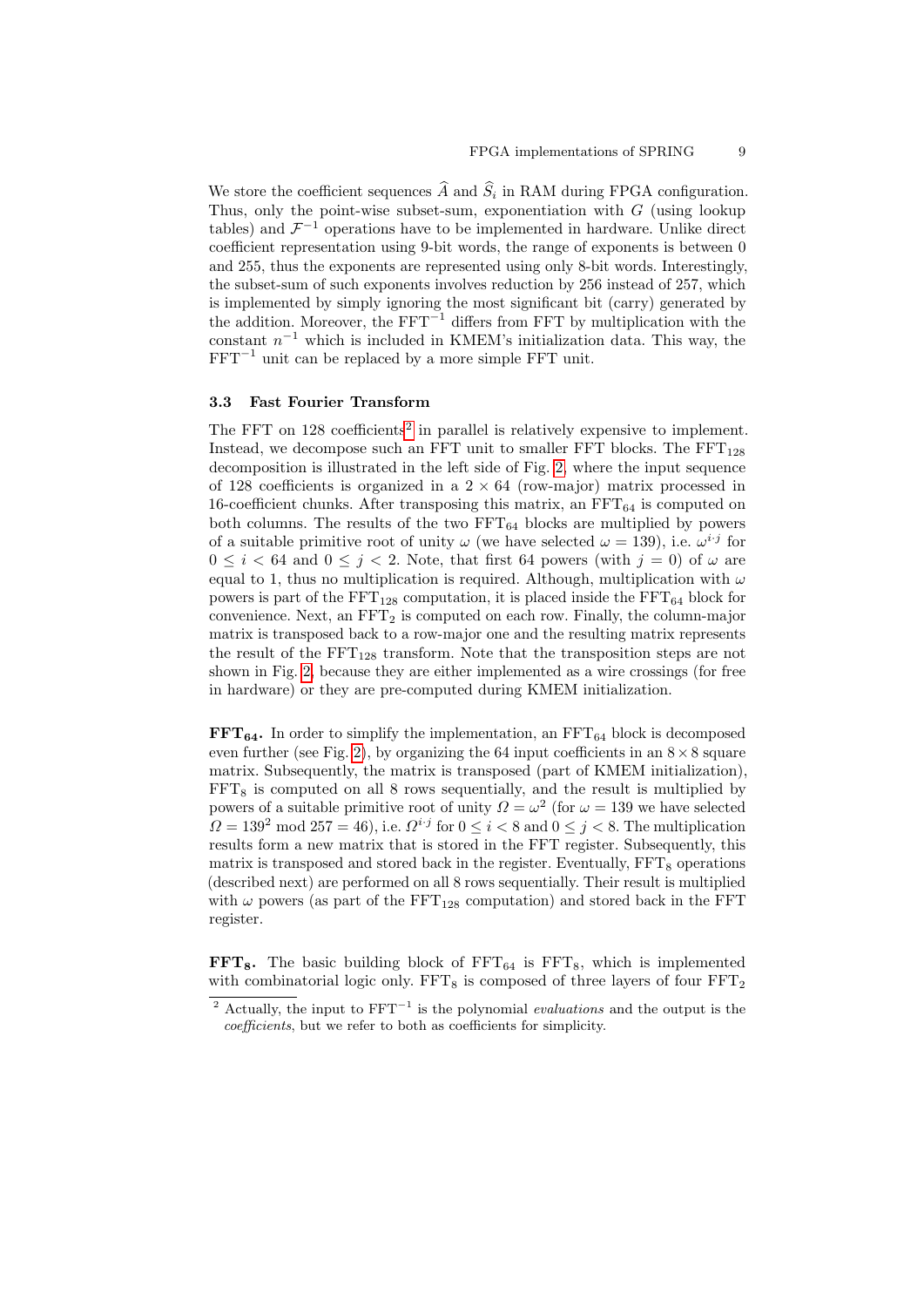We store the coefficient sequences $\widehat{A}$ and $\widehat{S}_i$ in RAM during FPGA configuration. Thus, only the point-wise subset-sum, exponentiation with $G$ (using lookup tables) and $\mathcal{F}^{-1}$ operations have to be implemented in hardware. Unlike direct coefficient representation using 9-bit words, the range of exponents is between 0 and 255, thus the exponents are represented using only 8-bit words. Interestingly, the subset-sum of such exponents involves reduction by 256 instead of 257, which is implemented by simply ignoring the most significant bit (carry) generated by the addition. Moreover, the $\mathrm{FFT}^{-1}$ differs from FFT by multiplication with the constant $n^{-1}$ which is included in KMEM's initialization data. This way, the $\mathrm{FFT}^{-1}$ unit can be replaced by a more simple FFT unit.

### 3.3 Fast Fourier Transform

The FFT on 128 coefficients[2] in parallel is relatively expensive to implement. Instead, we decompose such an FFT unit to smaller FFT blocks. The $\mathrm{FFT}_{128}$ decomposition is illustrated in the left side of Fig. 2, where the input sequence of 128 coefficients is organized in a $2 \times 64$ (row-major) matrix processed in 16-coefficient chunks. After transposing this matrix, an $\mathrm{FFT}_{64}$ is computed on both columns. The results of the two $\mathrm{FFT}_{64}$ blocks are multiplied by powers of a suitable primitive root of unity $\omega$ (we have selected $\omega = 139$), i.e. $\omega^{i \cdot j}$ for $0 \leq i < 64$ and $0 \leq j < 2$. Note, that first 64 powers (with $j = 0$) of $\omega$ are equal to 1, thus no multiplication is required. Although, multiplication with $\omega$ powers is part of the $\mathrm{FFT}_{128}$ computation, it is placed inside the $\mathrm{FFT}_{64}$ block for convenience. Next, an $\mathrm{FFT}_2$ is computed on each row. Finally, the column-major matrix is transposed back to a row-major one and the resulting matrix represents the result of the $\mathrm{FFT}_{128}$ transform. Note that the transposition steps are not shown in Fig. 2, because they are either implemented as a wire crossings (for free in hardware) or they are pre-computed during KMEM initialization.

**$\mathbf{FFT_{64}}$.** In order to simplify the implementation, an $\mathrm{FFT}_{64}$ block is decomposed even further (see Fig. 2), by organizing the 64 input coefficients in an $8 \times 8$ square matrix. Subsequently, the matrix is transposed (part of KMEM initialization), $\mathrm{FFT}_8$ is computed on all 8 rows sequentially, and the result is multiplied by powers of a suitable primitive root of unity $\Omega = \omega^2$ (for $\omega = 139$ we have selected $\Omega = 139^2 \bmod 257 = 46$), i.e. $\Omega^{i \cdot j}$ for $0 \leq i < 8$ and $0 \leq j < 8$. The multiplication results form a new matrix that is stored in the FFT register. Subsequently, this matrix is transposed and stored back in the register. Eventually, $\mathrm{FFT}_8$ operations (described next) are performed on all 8 rows sequentially. Their result is multiplied with $\omega$ powers (as part of the $\mathrm{FFT}_{128}$ computation) and stored back in the FFT register.

**$\mathbf{FFT_8}$.** The basic building block of $\mathrm{FFT}_{64}$ is $\mathrm{FFT}_8$, which is implemented with combinatorial logic only. $\mathrm{FFT}_8$ is composed of three layers of four $\mathrm{FFT}_2$

[2] Actually, the input to $\mathrm{FFT}^{-1}$ is the polynomial *evaluations* and the output is the *coefficients*, but we refer to both as coefficients for simplicity.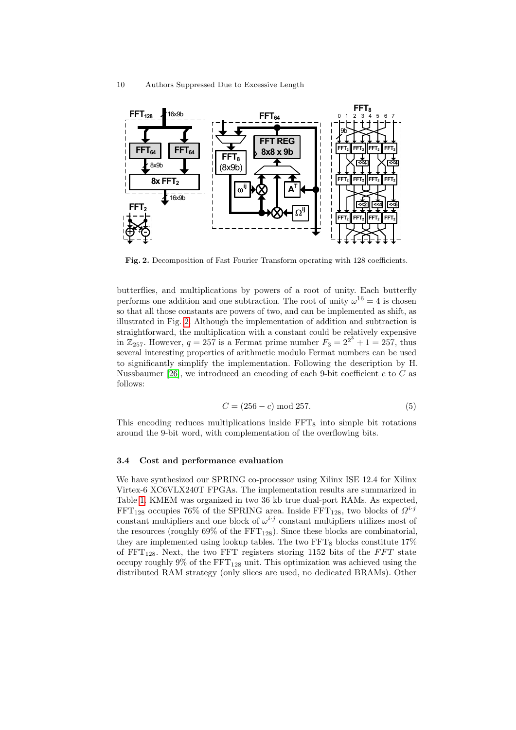FFT$_{128}$

16x9b

FFT$_{64}$

FFT$_{64}$

8x9b

8x FFT$_2$

16x9b

FFT$_2$

FFT$_{64}$

FFT$_8$ (8x9b)

FFT REG 8x8 x 9b

$\omega^{ij}$

$A^T$

$\Omega^{ij}$

FFT$_8$

0 1 2 3 4 5 6 7

9b

FFT$_2$ FFT$_2$ FFT$_2$ FFT$_2$

<<4 <<4

FFT$_2$ FFT$_2$ FFT$_2$ FFT$_2$

<<2 <<4 <<6

FFT$_2$ FFT$_2$ FFT$_2$ FFT$_2$

**Fig. 2.** Decomposition of Fast Fourier Transform operating with 128 coefficients.

butterflies, and multiplications by powers of a root of unity. Each butterfly performs one addition and one subtraction. The root of unity $\omega^{16} = 4$ is chosen so that all those constants are powers of two, and can be implemented as shift, as illustrated in Fig. 2. Although the implementation of addition and subtraction is straightforward, the multiplication with a constant could be relatively expensive in $\mathbb{Z}_{257}$. However, $q = 257$ is a Fermat prime number $F_3 = 2^{2^3} + 1 = 257$, thus several interesting properties of arithmetic modulo Fermat numbers can be used to significantly simplify the implementation. Following the description by H. Nussbaumer [26], we introduced an encoding of each 9-bit coefficient $c$ to $C$ as follows:

$$C = (256 - c) \bmod 257. \tag{5}$$

This encoding reduces multiplications inside FFT$_8$ into simple bit rotations around the 9-bit word, with complementation of the overflowing bits.

### 3.4 Cost and performance evaluation

We have synthesized our SPRING co-processor using Xilinx ISE 12.4 for Xilinx Virtex-6 XC6VLX240T FPGAs. The implementation results are summarized in Table 1. KMEM was organized in two 36 kb true dual-port RAMs. As expected, FFT$_{128}$ occupies 76% of the SPRING area. Inside FFT$_{128}$, two blocks of $\Omega^{i \cdot j}$ constant multipliers and one block of $\omega^{i \cdot j}$ constant multipliers utilizes most of the resources (roughly 69% of the FFT$_{128}$). Since these blocks are combinatorial, they are implemented using lookup tables. The two FFT$_8$ blocks constitute 17% of FFT$_{128}$. Next, the two FFT registers storing 1152 bits of the $FFT$ state occupy roughly 9% of the FFT$_{128}$ unit. This optimization was achieved using the distributed RAM strategy (only slices are used, no dedicated BRAMs). Other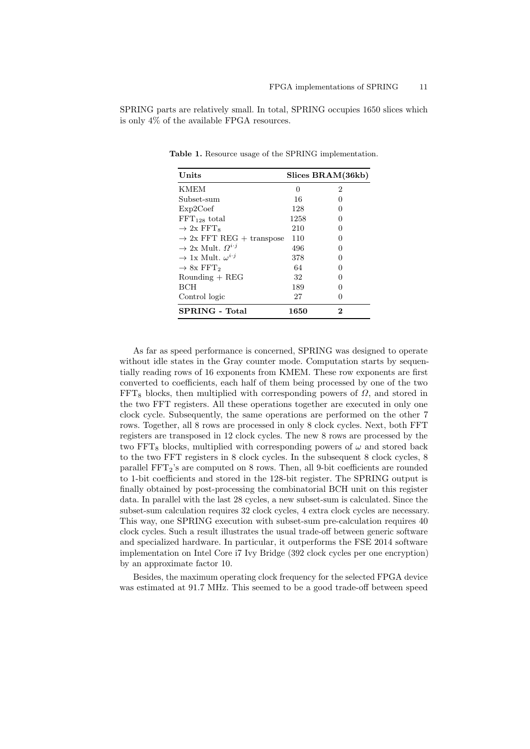SPRING parts are relatively small. In total, SPRING occupies 1650 slices which is only 4% of the available FPGA resources.

**Table 1.** Resource usage of the SPRING implementation.

| Units | Slices | BRAM(36kb) |
|---|---|---|
| KMEM | 0 | 2 |
| Subset-sum | 16 | 0 |
| Exp2Coef | 128 | 0 |
| $FFT_{128}$ total | 1258 | 0 |
| $\rightarrow$ 2x $FFT_8$ | 210 | 0 |
| $\rightarrow$ 2x FFT REG + transpose | 110 | 0 |
| $\rightarrow$ 2x Mult. $\Omega^{i \cdot j}$ | 496 | 0 |
| $\rightarrow$ 1x Mult. $\omega^{i \cdot j}$ | 378 | 0 |
| $\rightarrow$ 8x $FFT_2$ | 64 | 0 |
| Rounding + REG | 32 | 0 |
| BCH | 189 | 0 |
| Control logic | 27 | 0 |
| **SPRING - Total** | **1650** | **2** |

As far as speed performance is concerned, SPRING was designed to operate without idle states in the Gray counter mode. Computation starts by sequentially reading rows of 16 exponents from KMEM. These row exponents are first converted to coefficients, each half of them being processed by one of the two $FFT_8$ blocks, then multiplied with corresponding powers of $\Omega$, and stored in the two FFT registers. All these operations together are executed in only one clock cycle. Subsequently, the same operations are performed on the other 7 rows. Together, all 8 rows are processed in only 8 clock cycles. Next, both FFT registers are transposed in 12 clock cycles. The new 8 rows are processed by the two $FFT_8$ blocks, multiplied with corresponding powers of $\omega$ and stored back to the two FFT registers in 8 clock cycles. In the subsequent 8 clock cycles, 8 parallel $FFT_2$'s are computed on 8 rows. Then, all 9-bit coefficients are rounded to 1-bit coefficients and stored in the 128-bit register. The SPRING output is finally obtained by post-processing the combinatorial BCH unit on this register data. In parallel with the last 28 cycles, a new subset-sum is calculated. Since the subset-sum calculation requires 32 clock cycles, 4 extra clock cycles are necessary. This way, one SPRING execution with subset-sum pre-calculation requires 40 clock cycles. Such a result illustrates the usual trade-off between generic software and specialized hardware. In particular, it outperforms the FSE 2014 software implementation on Intel Core i7 Ivy Bridge (392 clock cycles per one encryption) by an approximate factor 10.

Besides, the maximum operating clock frequency for the selected FPGA device was estimated at 91.7 MHz. This seemed to be a good trade-off between speed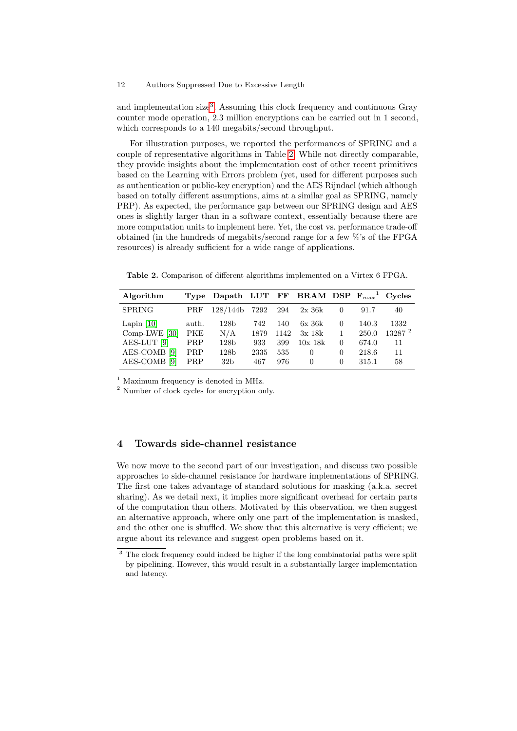and implementation size[3]. Assuming this clock frequency and continuous Gray counter mode operation, 2.3 million encryptions can be carried out in 1 second, which corresponds to a 140 megabits/second throughput.

For illustration purposes, we reported the performances of SPRING and a couple of representative algorithms in Table 2. While not directly comparable, they provide insights about the implementation cost of other recent primitives based on the Learning with Errors problem (yet, used for different purposes such as authentication or public-key encryption) and the AES Rijndael (which although based on totally different assumptions, aims at a similar goal as SPRING, namely PRP). As expected, the performance gap between our SPRING design and AES ones is slightly larger than in a software context, essentially because there are more computation units to implement here. Yet, the cost vs. performance trade-off obtained (in the hundreds of megabits/second range for a few %'s of the FPGA resources) is already sufficient for a wide range of applications.

**Table 2.** Comparison of different algorithms implemented on a Virtex 6 FPGA.

| Algorithm | Type | Dapath | LUT | FF | BRAM | DSP | $\mathbf{F}_{max}$ [1] | Cycles |
|---|---|---|---|---|---|---|---|---|
| SPRING | PRF | 128/144b | 7292 | 294 | 2x 36k | 0 | 91.7 | 40 |
| Lapin [10] | auth. | 128b | 742 | 140 | 6x 36k | 0 | 140.3 | 1332 |
| Comp-LWE [30] | PKE | N/A | 1879 | 1142 | 3x 18k | 1 | 250.0 | 13287 [2] |
| AES-LUT [9] | PRP | 128b | 933 | 399 | 10x 18k | 0 | 674.0 | 11 |
| AES-COMB [9] | PRP | 128b | 2335 | 535 | 0 | 0 | 218.6 | 11 |
| AES-COMB [9] | PRP | 32b | 467 | 976 | 0 | 0 | 315.1 | 58 |

[1] Maximum frequency is denoted in MHz.
[2] Number of clock cycles for encryption only.

## 4 Towards side-channel resistance

We now move to the second part of our investigation, and discuss two possible approaches to side-channel resistance for hardware implementations of SPRING. The first one takes advantage of standard solutions for masking (a.k.a. secret sharing). As we detail next, it implies more significant overhead for certain parts of the computation than others. Motivated by this observation, we then suggest an alternative approach, where only one part of the implementation is masked, and the other one is shuffled. We show that this alternative is very efficient; we argue about its relevance and suggest open problems based on it.

[3] The clock frequency could indeed be higher if the long combinatorial paths were split by pipelining. However, this would result in a substantially larger implementation and latency.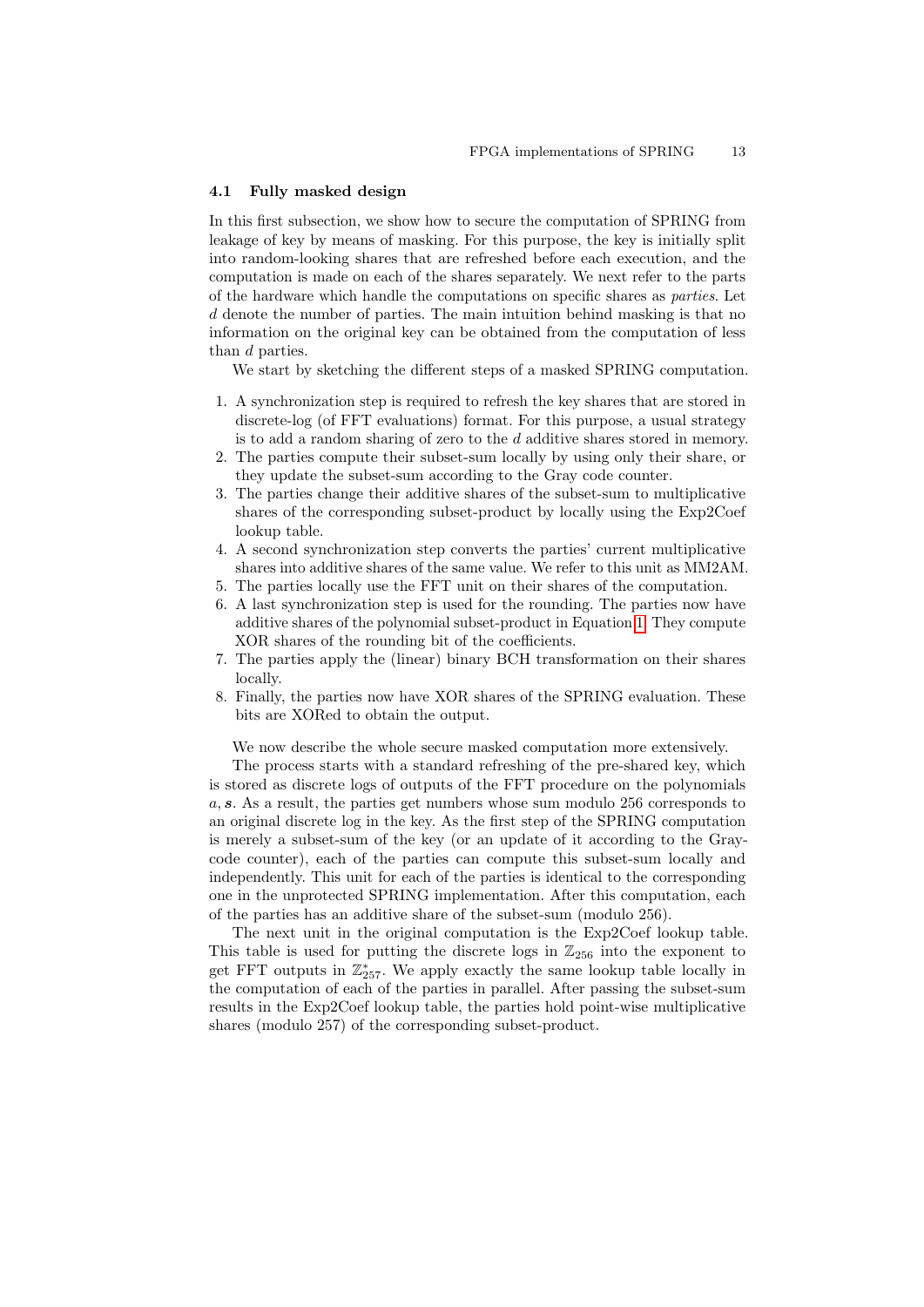### 4.1 Fully masked design

In this first subsection, we show how to secure the computation of SPRING from leakage of key by means of masking. For this purpose, the key is initially split into random-looking shares that are refreshed before each execution, and the computation is made on each of the shares separately. We next refer to the parts of the hardware which handle the computations on specific shares as *parties*. Let $d$ denote the number of parties. The main intuition behind masking is that no information on the original key can be obtained from the computation of less than $d$ parties.

We start by sketching the different steps of a masked SPRING computation.

1. A synchronization step is required to refresh the key shares that are stored in discrete-log (of FFT evaluations) format. For this purpose, a usual strategy is to add a random sharing of zero to the $d$ additive shares stored in memory.
2. The parties compute their subset-sum locally by using only their share, or they update the subset-sum according to the Gray code counter.
3. The parties change their additive shares of the subset-sum to multiplicative shares of the corresponding subset-product by locally using the Exp2Coef lookup table.
4. A second synchronization step converts the parties' current multiplicative shares into additive shares of the same value. We refer to this unit as MM2AM.
5. The parties locally use the FFT unit on their shares of the computation.
6. A last synchronization step is used for the rounding. The parties now have additive shares of the polynomial subset-product in Equation 1. They compute XOR shares of the rounding bit of the coefficients.
7. The parties apply the (linear) binary BCH transformation on their shares locally.
8. Finally, the parties now have XOR shares of the SPRING evaluation. These bits are XORed to obtain the output.

We now describe the whole secure masked computation more extensively.

The process starts with a standard refreshing of the pre-shared key, which is stored as discrete logs of outputs of the FFT procedure on the polynomials $a, \boldsymbol{s}$. As a result, the parties get numbers whose sum modulo 256 corresponds to an original discrete log in the key. As the first step of the SPRING computation is merely a subset-sum of the key (or an update of it according to the Gray-code counter), each of the parties can compute this subset-sum locally and independently. This unit for each of the parties is identical to the corresponding one in the unprotected SPRING implementation. After this computation, each of the parties has an additive share of the subset-sum (modulo 256).

The next unit in the original computation is the Exp2Coef lookup table. This table is used for putting the discrete logs in $\mathbb{Z}_{256}$ into the exponent to get FFT outputs in $\mathbb{Z}_{257}^*$. We apply exactly the same lookup table locally in the computation of each of the parties in parallel. After passing the subset-sum results in the Exp2Coef lookup table, the parties hold point-wise multiplicative shares (modulo 257) of the corresponding subset-product.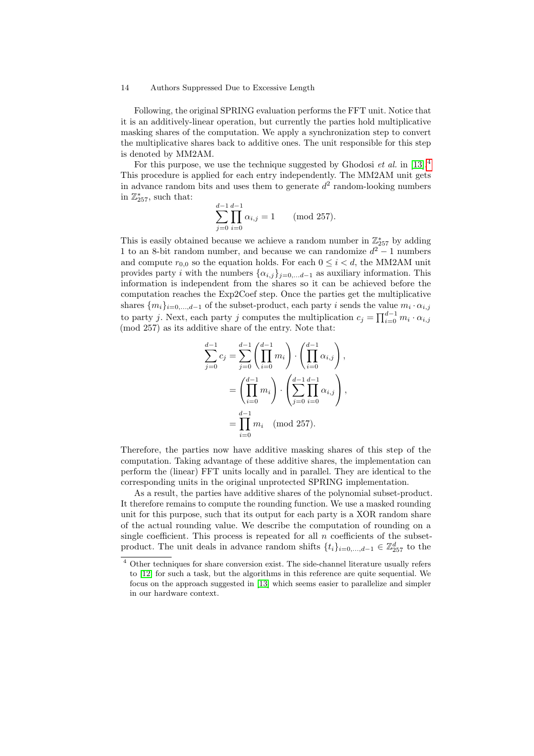Following, the original SPRING evaluation performs the FFT unit. Notice that it is an additively-linear operation, but currently the parties hold multiplicative masking shares of the computation. We apply a synchronization step to convert the multiplicative shares back to additive ones. The unit responsible for this step is denoted by MM2AM.

For this purpose, we use the technique suggested by Ghodosi *et al.* in [13].[4] This procedure is applied for each entry independently. The MM2AM unit gets in advance random bits and uses them to generate $d^2$ random-looking numbers in $\mathbb{Z}_{257}^*$, such that:

$$\sum_{j=0}^{d-1} \prod_{i=0}^{d-1} \alpha_{i,j} = 1 \pmod{257}.$$

This is easily obtained because we achieve a random number in $\mathbb{Z}_{257}^*$ by adding 1 to an 8-bit random number, and because we can randomize $d^2 - 1$ numbers and compute $r_{0,0}$ so the equation holds. For each $0 \le i < d$, the MM2AM unit provides party $i$ with the numbers $\{\alpha_{i,j}\}_{j=0,\ldots d-1}$ as auxiliary information. This information is independent from the shares so it can be achieved before the computation reaches the Exp2Coef step. Once the parties get the multiplicative shares $\{m_i\}_{i=0,\ldots,d-1}$ of the subset-product, each party $i$ sends the value $m_i \cdot \alpha_{i,j}$ to party $j$. Next, each party $j$ computes the multiplication $c_j = \prod_{i=0}^{d-1} m_i \cdot \alpha_{i,j}$ (mod 257) as its additive share of the entry. Note that:

$$\begin{aligned}
\sum_{j=0}^{d-1} c_j &= \sum_{j=0}^{d-1} \left(\prod_{i=0}^{d-1} m_i\right) \cdot \left(\prod_{i=0}^{d-1} \alpha_{i,j}\right), \\
&= \left(\prod_{i=0}^{d-1} m_i\right) \cdot \left(\sum_{j=0}^{d-1} \prod_{i=0}^{d-1} \alpha_{i,j}\right), \\
&= \prod_{i=0}^{d-1} m_i \pmod{257}.
\end{aligned}$$

Therefore, the parties now have additive masking shares of this step of the computation. Taking advantage of these additive shares, the implementation can perform the (linear) FFT units locally and in parallel. They are identical to the corresponding units in the original unprotected SPRING implementation.

As a result, the parties have additive shares of the polynomial subset-product. It therefore remains to compute the rounding function. We use a masked rounding unit for this purpose, such that its output for each party is a XOR random share of the actual rounding value. We describe the computation of rounding on a single coefficient. This process is repeated for all $n$ coefficients of the subset-product. The unit deals in advance random shifts $\{t_i\}_{i=0,\ldots,d-1} \in \mathbb{Z}_{257}^d$ to the

[4] Other techniques for share conversion exist. The side-channel literature usually refers to [12] for such a task, but the algorithms in this reference are quite sequential. We focus on the approach suggested in [13] which seems easier to parallelize and simpler in our hardware context.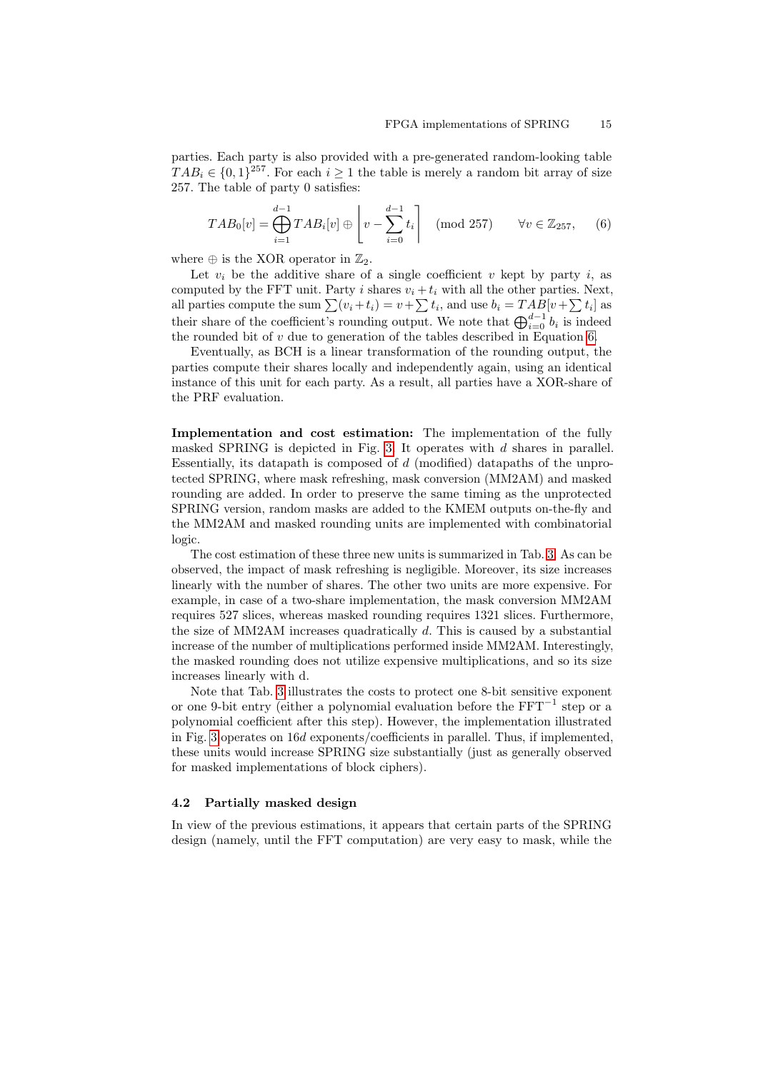parties. Each party is also provided with a pre-generated random-looking table $TAB_i \in \{0,1\}^{257}$. For each $i \geq 1$ the table is merely a random bit array of size 257. The table of party 0 satisfies:

$$TAB_0[v] = \bigoplus_{i=1}^{d-1} TAB_i[v] \oplus \left\lfloor v - \sum_{i=0}^{d-1} t_i \right\rceil \pmod{257} \qquad \forall v \in \mathbb{Z}_{257}, \quad (6)$$

where $\oplus$ is the XOR operator in $\mathbb{Z}_2$.

Let $v_i$ be the additive share of a single coefficient $v$ kept by party $i$, as computed by the FFT unit. Party $i$ shares $v_i + t_i$ with all the other parties. Next, all parties compute the sum $\sum(v_i + t_i) = v + \sum t_i$, and use $b_i = TAB[v + \sum t_i]$ as their share of the coefficient's rounding output. We note that $\bigoplus_{i=0}^{d-1} b_i$ is indeed the rounded bit of $v$ due to generation of the tables described in Equation 6.

Eventually, as BCH is a linear transformation of the rounding output, the parties compute their shares locally and independently again, using an identical instance of this unit for each party. As a result, all parties have a XOR-share of the PRF evaluation.

**Implementation and cost estimation:** The implementation of the fully masked SPRING is depicted in Fig. 3. It operates with $d$ shares in parallel. Essentially, its datapath is composed of $d$ (modified) datapaths of the unprotected SPRING, where mask refreshing, mask conversion (MM2AM) and masked rounding are added. In order to preserve the same timing as the unprotected SPRING version, random masks are added to the KMEM outputs on-the-fly and the MM2AM and masked rounding units are implemented with combinatorial logic.

The cost estimation of these three new units is summarized in Tab. 3. As can be observed, the impact of mask refreshing is negligible. Moreover, its size increases linearly with the number of shares. The other two units are more expensive. For example, in case of a two-share implementation, the mask conversion MM2AM requires 527 slices, whereas masked rounding requires 1321 slices. Furthermore, the size of MM2AM increases quadratically $d$. This is caused by a substantial increase of the number of multiplications performed inside MM2AM. Interestingly, the masked rounding does not utilize expensive multiplications, and so its size increases linearly with d.

Note that Tab. 3 illustrates the costs to protect one 8-bit sensitive exponent or one 9-bit entry (either a polynomial evaluation before the $\text{FFT}^{-1}$ step or a polynomial coefficient after this step). However, the implementation illustrated in Fig. 3 operates on $16d$ exponents/coefficients in parallel. Thus, if implemented, these units would increase SPRING size substantially (just as generally observed for masked implementations of block ciphers).

### 4.2 Partially masked design

In view of the previous estimations, it appears that certain parts of the SPRING design (namely, until the FFT computation) are very easy to mask, while the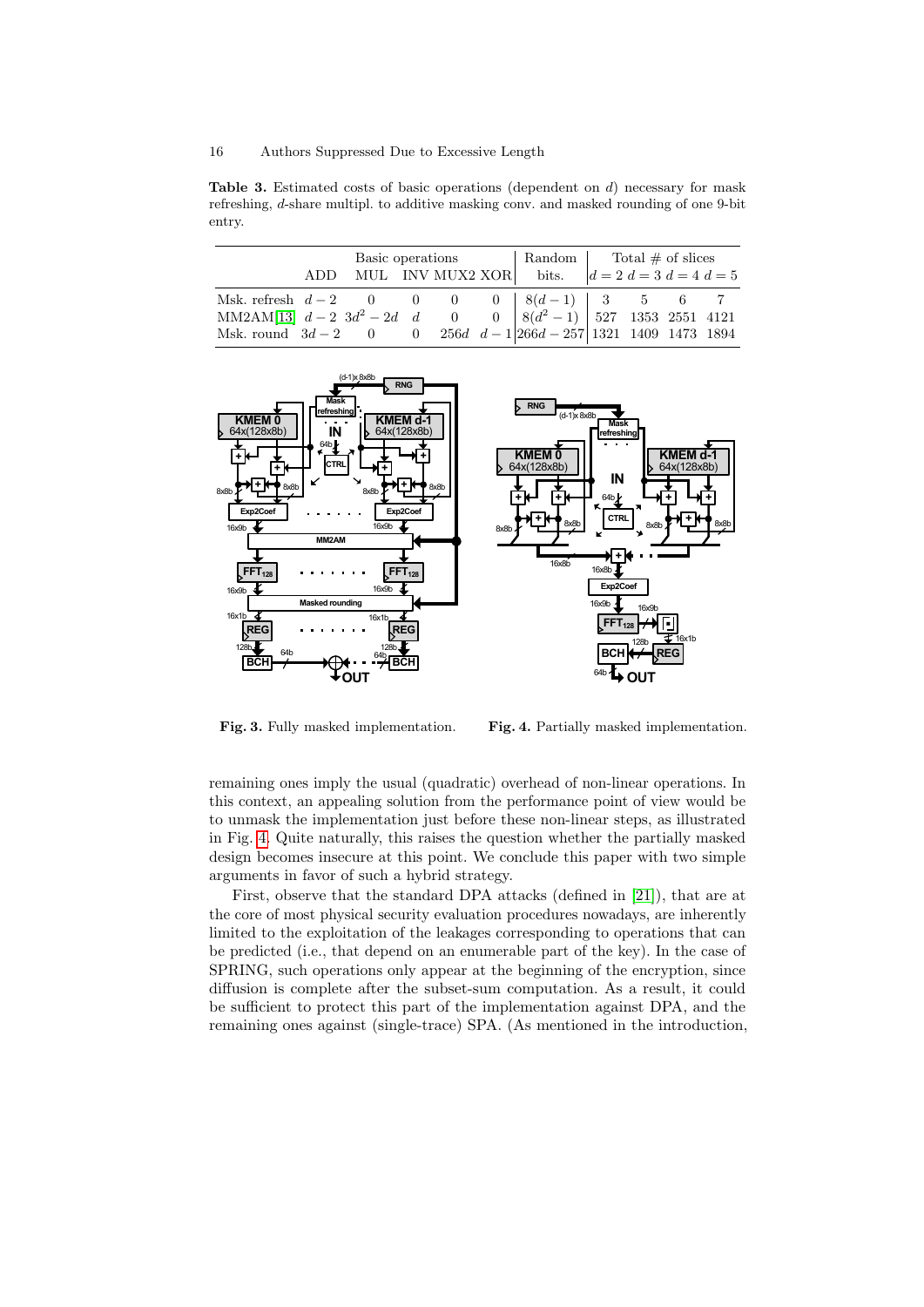**Table 3.** Estimated costs of basic operations (dependent on $d$) necessary for mask refreshing, $d$-share multipl. to additive masking conv. and masked rounding of one 9-bit entry.

| | Basic operations | | | | | Random | Total # of slices | | | |
|---|---|---|---|---|---|---|---|---|---|---|
| | ADD | MUL | INV | MUX2 | XOR | bits. | $d=2$ | $d=3$ | $d=4$ | $d=5$ |
| Msk. refresh | $d-2$ | 0 | 0 | 0 | 0 | $8(d-1)$ | 3 | 5 | 6 | 7 |
| MM2AM[13] | $d-2$ | $3d^2-2d$ | $d$ | 0 | 0 | $8(d^2-1)$ | 527 | 1353 | 2551 | 4121 |
| Msk. round | $3d-2$ | 0 | 0 | $256d$ | $d-1$ | $266d-257$ | 1321 | 1409 | 1473 | 1894 |

**Fig. 3.** Fully masked implementation.

**Fig. 4.** Partially masked implementation.

remaining ones imply the usual (quadratic) overhead of non-linear operations. In this context, an appealing solution from the performance point of view would be to unmask the implementation just before these non-linear steps, as illustrated in Fig. 4. Quite naturally, this raises the question whether the partially masked design becomes insecure at this point. We conclude this paper with two simple arguments in favor of such a hybrid strategy.

First, observe that the standard DPA attacks (defined in [21]), that are at the core of most physical security evaluation procedures nowadays, are inherently limited to the exploitation of the leakages corresponding to operations that can be predicted (i.e., that depend on an enumerable part of the key). In the case of SPRING, such operations only appear at the beginning of the encryption, since diffusion is complete after the subset-sum computation. As a result, it could be sufficient to protect this part of the implementation against DPA, and the remaining ones against (single-trace) SPA. (As mentioned in the introduction,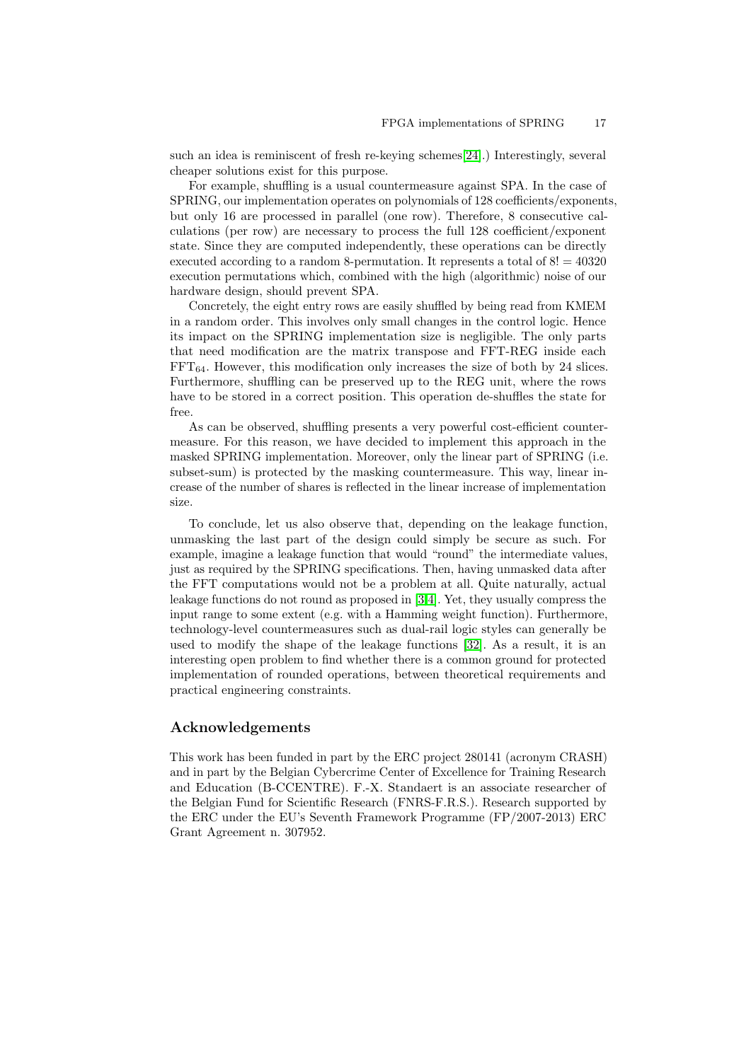such an idea is reminiscent of fresh re-keying schemes[24].) Interestingly, several cheaper solutions exist for this purpose.

For example, shuffling is a usual countermeasure against SPA. In the case of SPRING, our implementation operates on polynomials of 128 coefficients/exponents, but only 16 are processed in parallel (one row). Therefore, 8 consecutive calculations (per row) are necessary to process the full 128 coefficient/exponent state. Since they are computed independently, these operations can be directly executed according to a random 8-permutation. It represents a total of $8! = 40320$ execution permutations which, combined with the high (algorithmic) noise of our hardware design, should prevent SPA.

Concretely, the eight entry rows are easily shuffled by being read from KMEM in a random order. This involves only small changes in the control logic. Hence its impact on the SPRING implementation size is negligible. The only parts that need modification are the matrix transpose and FFT-REG inside each $\mathrm{FFT}_{64}$. However, this modification only increases the size of both by 24 slices. Furthermore, shuffling can be preserved up to the REG unit, where the rows have to be stored in a correct position. This operation de-shuffles the state for free.

As can be observed, shuffling presents a very powerful cost-efficient countermeasure. For this reason, we have decided to implement this approach in the masked SPRING implementation. Moreover, only the linear part of SPRING (i.e. subset-sum) is protected by the masking countermeasure. This way, linear increase of the number of shares is reflected in the linear increase of implementation size.

To conclude, let us also observe that, depending on the leakage function, unmasking the last part of the design could simply be secure as such. For example, imagine a leakage function that would "round" the intermediate values, just as required by the SPRING specifications. Then, having unmasked data after the FFT computations would not be a problem at all. Quite naturally, actual leakage functions do not round as proposed in [3,4]. Yet, they usually compress the input range to some extent (e.g. with a Hamming weight function). Furthermore, technology-level countermeasures such as dual-rail logic styles can generally be used to modify the shape of the leakage functions [32]. As a result, it is an interesting open problem to find whether there is a common ground for protected implementation of rounded operations, between theoretical requirements and practical engineering constraints.

## Acknowledgements

This work has been funded in part by the ERC project 280141 (acronym CRASH) and in part by the Belgian Cybercrime Center of Excellence for Training Research and Education (B-CCENTRE). F.-X. Standaert is an associate researcher of the Belgian Fund for Scientific Research (FNRS-F.R.S.). Research supported by the ERC under the EU's Seventh Framework Programme (FP/2007-2013) ERC Grant Agreement n. 307952.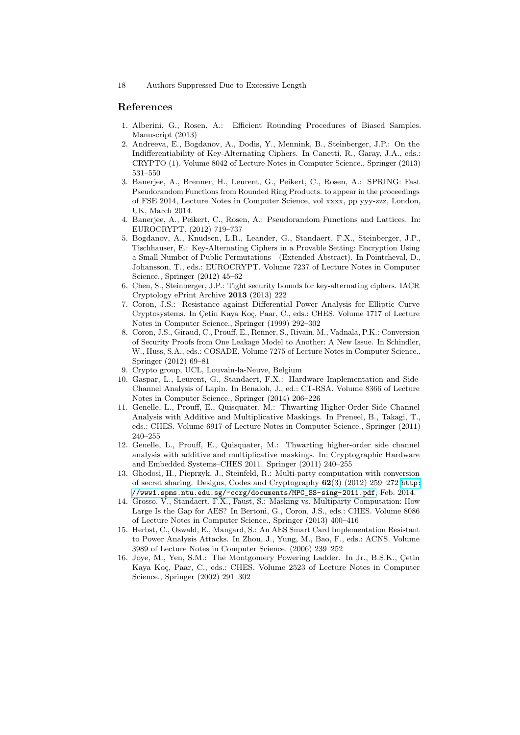## References

1. Alberini, G., Rosen, A.: Efficient Rounding Procedures of Biased Samples. Manuscript (2013)
2. Andreeva, E., Bogdanov, A., Dodis, Y., Mennink, B., Steinberger, J.P.: On the Indifferentiability of Key-Alternating Ciphers. In Canetti, R., Garay, J.A., eds.: CRYPTO (1). Volume 8042 of Lecture Notes in Computer Science., Springer (2013) 531–550
3. Banerjee, A., Brenner, H., Leurent, G., Peikert, C., Rosen, A.: SPRING: Fast Pseudorandom Functions from Rounded Ring Products. to appear in the proceedings of FSE 2014, Lecture Notes in Computer Science, vol xxxx, pp yyy-zzz, London, UK, March 2014.
4. Banerjee, A., Peikert, C., Rosen, A.: Pseudorandom Functions and Lattices. In: EUROCRYPT. (2012) 719–737
5. Bogdanov, A., Knudsen, L.R., Leander, G., Standaert, F.X., Steinberger, J.P., Tischhauser, E.: Key-Alternating Ciphers in a Provable Setting: Encryption Using a Small Number of Public Permutations - (Extended Abstract). In Pointcheval, D., Johansson, T., eds.: EUROCRYPT. Volume 7237 of Lecture Notes in Computer Science., Springer (2012) 45–62
6. Chen, S., Steinberger, J.P.: Tight security bounds for key-alternating ciphers. IACR Cryptology ePrint Archive **2013** (2013) 222
7. Coron, J.S.: Resistance against Differential Power Analysis for Elliptic Curve Cryptosystems. In Çetin Kaya Koç, Paar, C., eds.: CHES. Volume 1717 of Lecture Notes in Computer Science., Springer (1999) 292–302
8. Coron, J.S., Giraud, C., Prouff, E., Renner, S., Rivain, M., Vadnala, P.K.: Conversion of Security Proofs from One Leakage Model to Another: A New Issue. In Schindler, W., Huss, S.A., eds.: COSADE. Volume 7275 of Lecture Notes in Computer Science., Springer (2012) 69–81
9. Crypto group, UCL, Louvain-la-Neuve, Belgium
10. Gaspar, L., Leurent, G., Standaert, F.X.: Hardware Implementation and Side-Channel Analysis of Lapin. In Benaloh, J., ed.: CT-RSA. Volume 8366 of Lecture Notes in Computer Science., Springer (2014) 206–226
11. Genelle, L., Prouff, E., Quisquater, M.: Thwarting Higher-Order Side Channel Analysis with Additive and Multiplicative Maskings. In Preneel, B., Takagi, T., eds.: CHES. Volume 6917 of Lecture Notes in Computer Science., Springer (2011) 240–255
12. Genelle, L., Prouff, E., Quisquater, M.: Thwarting higher-order side channel analysis with additive and multiplicative maskings. In: Cryptographic Hardware and Embedded Systems–CHES 2011. Springer (2011) 240–255
13. Ghodosi, H., Pieprzyk, J., Steinfeld, R.: Multi-party computation with conversion of secret sharing. Designs, Codes and Cryptography **62**(3) (2012) 259–272 http://www1.spms.ntu.edu.sg/~ccrg/documents/MPC_SS-sing-2011.pdf, Feb. 2014.
14. Grosso, V., Standaert, F.X., Faust, S.: Masking vs. Multiparty Computation: How Large Is the Gap for AES? In Bertoni, G., Coron, J.S., eds.: CHES. Volume 8086 of Lecture Notes in Computer Science., Springer (2013) 400–416
15. Herbst, C., Oswald, E., Mangard, S.: An AES Smart Card Implementation Resistant to Power Analysis Attacks. In Zhou, J., Yung, M., Bao, F., eds.: ACNS. Volume 3989 of Lecture Notes in Computer Science. (2006) 239–252
16. Joye, M., Yen, S.M.: The Montgomery Powering Ladder. In Jr., B.S.K., Çetin Kaya Koç, Paar, C., eds.: CHES. Volume 2523 of Lecture Notes in Computer Science., Springer (2002) 291–302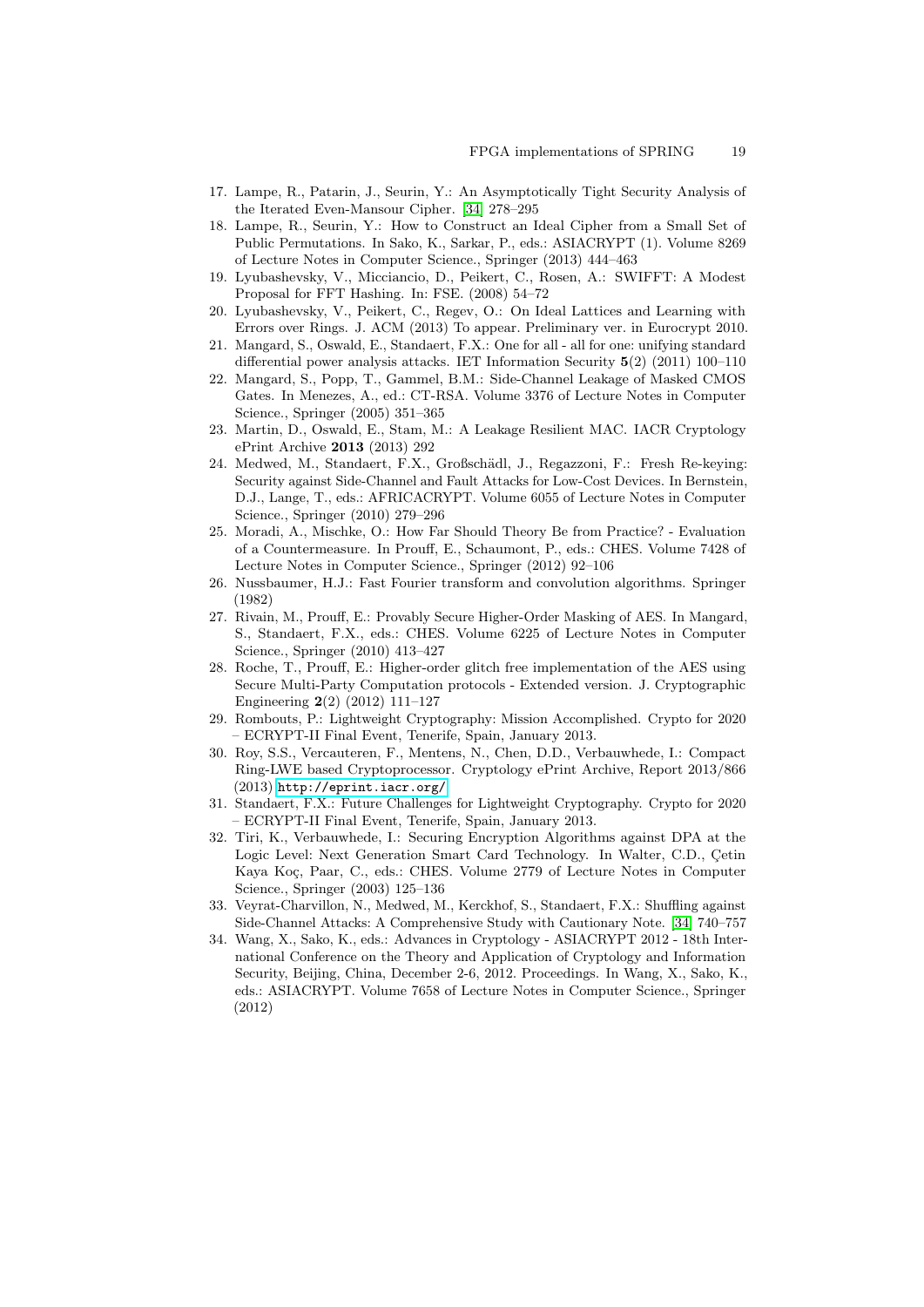17. Lampe, R., Patarin, J., Seurin, Y.: An Asymptotically Tight Security Analysis of the Iterated Even-Mansour Cipher. [34] 278–295
18. Lampe, R., Seurin, Y.: How to Construct an Ideal Cipher from a Small Set of Public Permutations. In Sako, K., Sarkar, P., eds.: ASIACRYPT (1). Volume 8269 of Lecture Notes in Computer Science., Springer (2013) 444–463
19. Lyubashevsky, V., Micciancio, D., Peikert, C., Rosen, A.: SWIFFT: A Modest Proposal for FFT Hashing. In: FSE. (2008) 54–72
20. Lyubashevsky, V., Peikert, C., Regev, O.: On Ideal Lattices and Learning with Errors over Rings. J. ACM (2013) To appear. Preliminary ver. in Eurocrypt 2010.
21. Mangard, S., Oswald, E., Standaert, F.X.: One for all - all for one: unifying standard differential power analysis attacks. IET Information Security **5**(2) (2011) 100–110
22. Mangard, S., Popp, T., Gammel, B.M.: Side-Channel Leakage of Masked CMOS Gates. In Menezes, A., ed.: CT-RSA. Volume 3376 of Lecture Notes in Computer Science., Springer (2005) 351–365
23. Martin, D., Oswald, E., Stam, M.: A Leakage Resilient MAC. IACR Cryptology ePrint Archive **2013** (2013) 292
24. Medwed, M., Standaert, F.X., Großschädl, J., Regazzoni, F.: Fresh Re-keying: Security against Side-Channel and Fault Attacks for Low-Cost Devices. In Bernstein, D.J., Lange, T., eds.: AFRICACRYPT. Volume 6055 of Lecture Notes in Computer Science., Springer (2010) 279–296
25. Moradi, A., Mischke, O.: How Far Should Theory Be from Practice? - Evaluation of a Countermeasure. In Prouff, E., Schaumont, P., eds.: CHES. Volume 7428 of Lecture Notes in Computer Science., Springer (2012) 92–106
26. Nussbaumer, H.J.: Fast Fourier transform and convolution algorithms. Springer (1982)
27. Rivain, M., Prouff, E.: Provably Secure Higher-Order Masking of AES. In Mangard, S., Standaert, F.X., eds.: CHES. Volume 6225 of Lecture Notes in Computer Science., Springer (2010) 413–427
28. Roche, T., Prouff, E.: Higher-order glitch free implementation of the AES using Secure Multi-Party Computation protocols - Extended version. J. Cryptographic Engineering **2**(2) (2012) 111–127
29. Rombouts, P.: Lightweight Cryptography: Mission Accomplished. Crypto for 2020 – ECRYPT-II Final Event, Tenerife, Spain, January 2013.
30. Roy, S.S., Vercauteren, F., Mentens, N., Chen, D.D., Verbauwhede, I.: Compact Ring-LWE based Cryptoprocessor. Cryptology ePrint Archive, Report 2013/866 (2013) `http://eprint.iacr.org/`
31. Standaert, F.X.: Future Challenges for Lightweight Cryptography. Crypto for 2020 – ECRYPT-II Final Event, Tenerife, Spain, January 2013.
32. Tiri, K., Verbauwhede, I.: Securing Encryption Algorithms against DPA at the Logic Level: Next Generation Smart Card Technology. In Walter, C.D., Çetin Kaya Koç, Paar, C., eds.: CHES. Volume 2779 of Lecture Notes in Computer Science., Springer (2003) 125–136
33. Veyrat-Charvillon, N., Medwed, M., Kerckhof, S., Standaert, F.X.: Shuffling against Side-Channel Attacks: A Comprehensive Study with Cautionary Note. [34] 740–757
34. Wang, X., Sako, K., eds.: Advances in Cryptology - ASIACRYPT 2012 - 18th International Conference on the Theory and Application of Cryptology and Information Security, Beijing, China, December 2-6, 2012. Proceedings. In Wang, X., Sako, K., eds.: ASIACRYPT. Volume 7658 of Lecture Notes in Computer Science., Springer (2012)